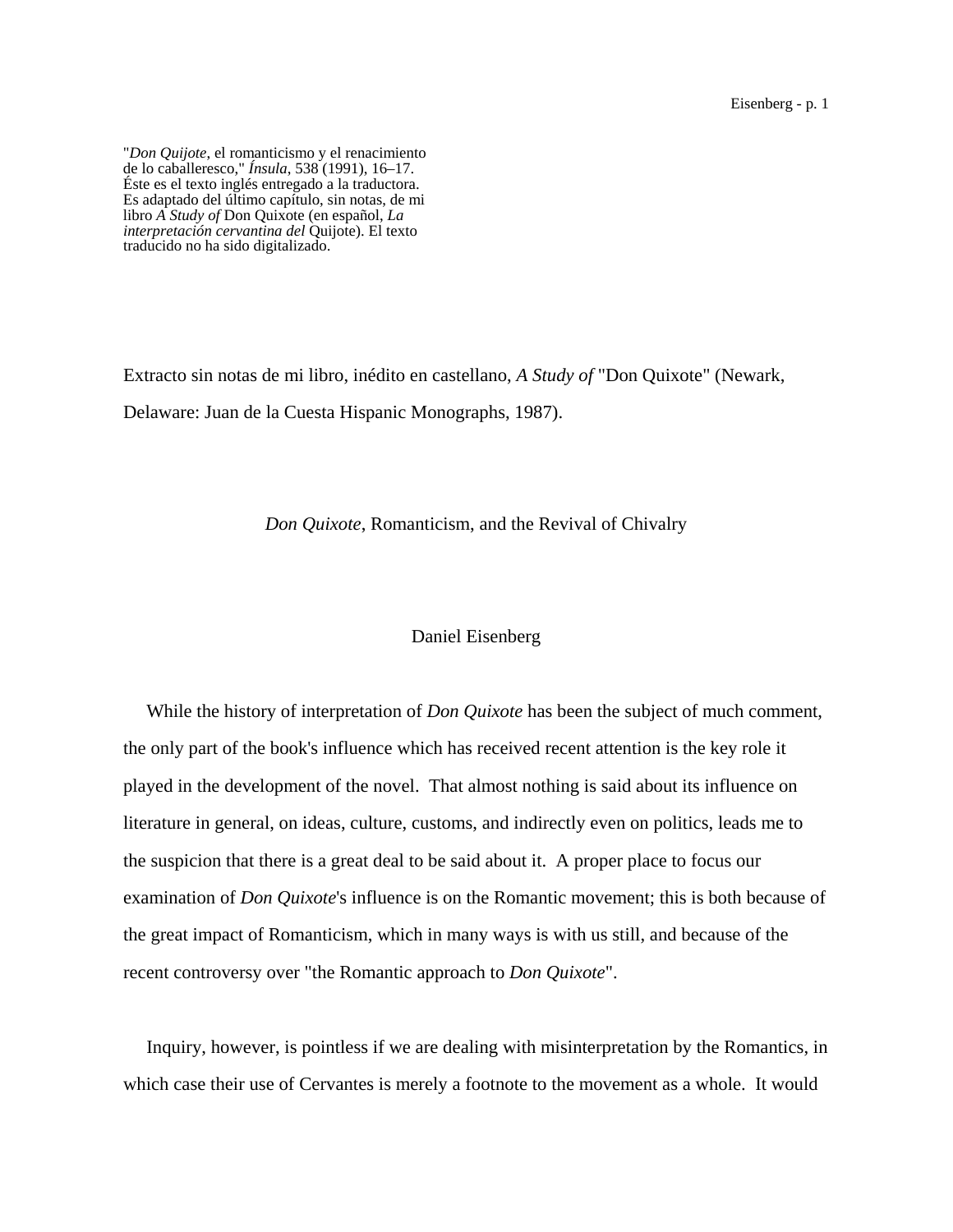"*Don Quijote*, el romanticismo y el renacimiento de lo caballeresco," *Ínsula*, 538 (1991), 16–17. Éste es el texto inglés entregado a la traductora. Es adaptado del último capítulo, sin notas, de mi libro *A Study of* Don Quixote (en español, *La interpretación cervantina del* Quijote). El texto traducido no ha sido digitalizado.

Extracto sin notas de mi libro, inédito en castellano, *A Study of* "Don Quixote" (Newark, Delaware: Juan de la Cuesta Hispanic Monographs, 1987).

# *Don Quixote*, Romanticism, and the Revival of Chivalry

Daniel Eisenberg

While the history of interpretation of *Don Quixote* has been the subject of much comment, the only part of the book's influence which has received recent attention is the key role it played in the development of the novel. That almost nothing is said about its influence on literature in general, on ideas, culture, customs, and indirectly even on politics, leads me to the suspicion that there is a great deal to be said about it. A proper place to focus our examination of *Don Quixote*'s influence is on the Romantic movement; this is both because of the great impact of Romanticism, which in many ways is with us still, and because of the recent controversy over "the Romantic approach to *Don Quixote*".

Inquiry, however, is pointless if we are dealing with misinterpretation by the Romantics, in which case their use of Cervantes is merely a footnote to the movement as a whole. It would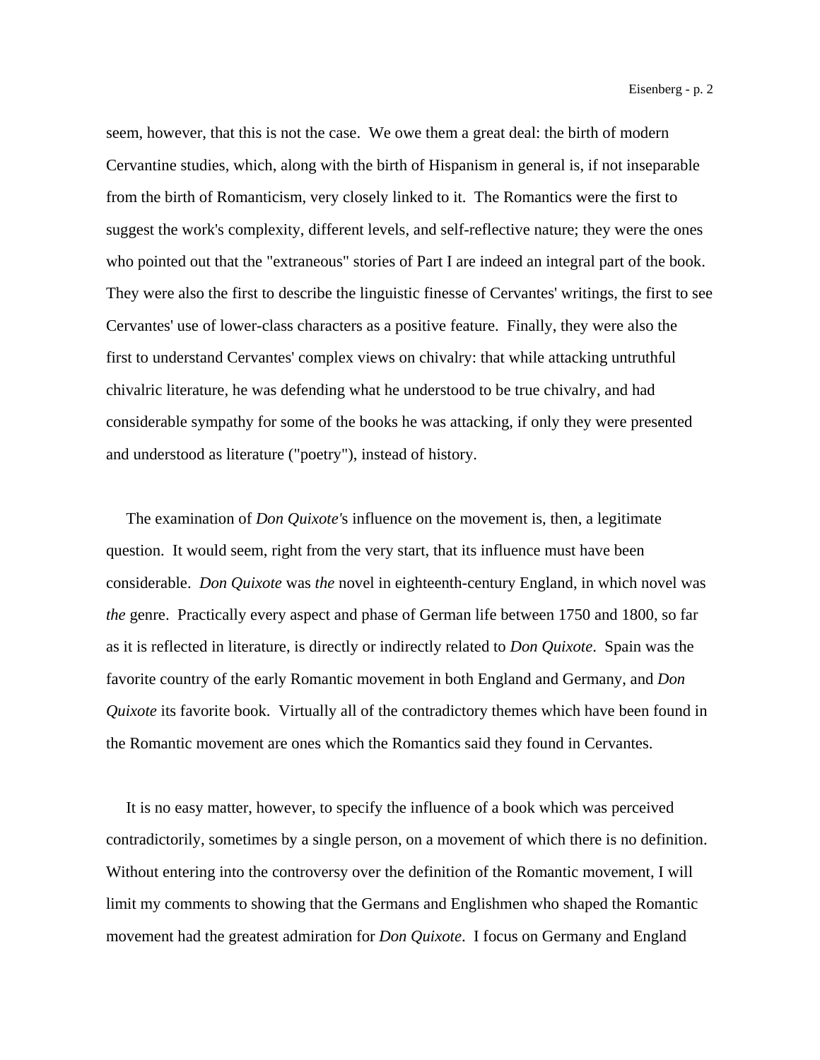seem, however, that this is not the case. We owe them a great deal: the birth of modern Cervantine studies, which, along with the birth of Hispanism in general is, if not inseparable from the birth of Romanticism, very closely linked to it. The Romantics were the first to suggest the work's complexity, different levels, and self-reflective nature; they were the ones who pointed out that the "extraneous" stories of Part I are indeed an integral part of the book. They were also the first to describe the linguistic finesse of Cervantes' writings, the first to see Cervantes' use of lower-class characters as a positive feature. Finally, they were also the first to understand Cervantes' complex views on chivalry: that while attacking untruthful chivalric literature, he was defending what he understood to be true chivalry, and had considerable sympathy for some of the books he was attacking, if only they were presented and understood as literature ("poetry"), instead of history.

The examination of *Don Quixote*'s influence on the movement is, then, a legitimate question. It would seem, right from the very start, that its influence must have been considerable. *Don Quixote* was *the* novel in eighteenth-century England, in which novel was *the* genre. Practically every aspect and phase of German life between 1750 and 1800, so far as it is reflected in literature, is directly or indirectly related to *Don Quixote*. Spain was the favorite country of the early Romantic movement in both England and Germany, and *Don Quixote* its favorite book. Virtually all of the contradictory themes which have been found in the Romantic movement are ones which the Romantics said they found in Cervantes.

It is no easy matter, however, to specify the influence of a book which was perceived contradictorily, sometimes by a single person, on a movement of which there is no definition. Without entering into the controversy over the definition of the Romantic movement, I will limit my comments to showing that the Germans and Englishmen who shaped the Romantic movement had the greatest admiration for *Don Quixote*. I focus on Germany and England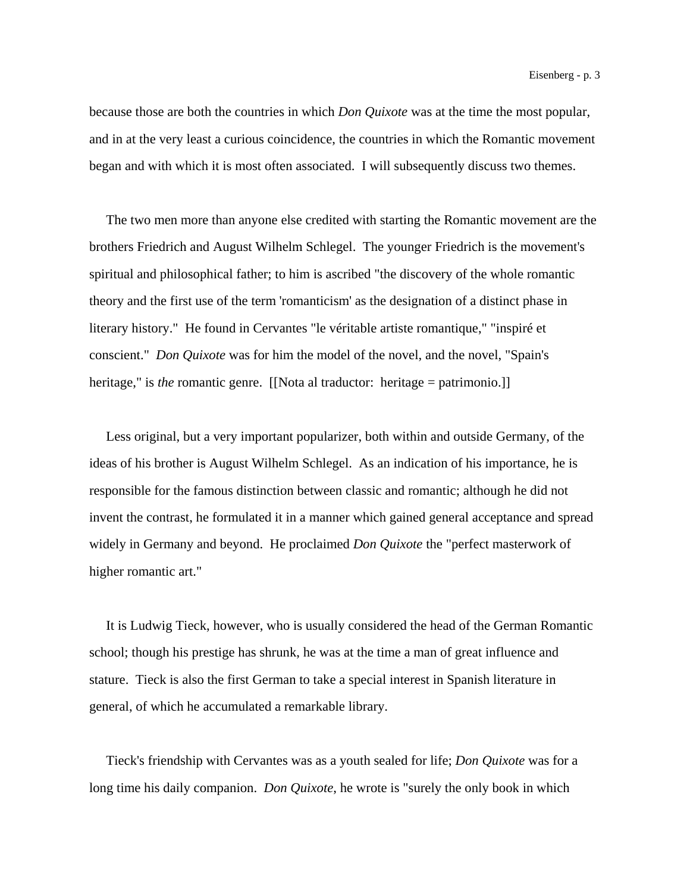because those are both the countries in which *Don Quixote* was at the time the most popular, and in at the very least a curious coincidence, the countries in which the Romantic movement began and with which it is most often associated.  I will subsequently discuss two themes.

The two men more than anyone else credited with starting the Romantic movement are the brothers Friedrich and August Wilhelm Schlegel.  The younger Friedrich is the movement's spiritual and philosophical father; to him is ascribed "the discovery of the whole romantic theory and the first use of the term 'romanticism' as the designation of a distinct phase in literary history."  He found in Cervantes "le véritable artiste romantique," "inspiré et conscient."  *Don Quixote* was for him the model of the novel, and the novel, "Spain's heritage," is *the* romantic genre.  [[Nota al traductor:  heritage = patrimonio.]]

Less original, but a very important popularizer, both within and outside Germany, of the ideas of his brother is August Wilhelm Schlegel.  As an indication of his importance, he is responsible for the famous distinction between classic and romantic; although he did not invent the contrast, he formulated it in a manner which gained general acceptance and spread widely in Germany and beyond.  He proclaimed *Don Quixote* the "perfect masterwork of higher romantic art."

It is Ludwig Tieck, however, who is usually considered the head of the German Romantic school; though his prestige has shrunk, he was at the time a man of great influence and stature.  Tieck is also the first German to take a special interest in Spanish literature in general, of which he accumulated a remarkable library.

Tieck's friendship with Cervantes was as a youth sealed for life; *Don Quixote* was for a long time his daily companion.  *Don Quixote*, he wrote is "surely the only book in which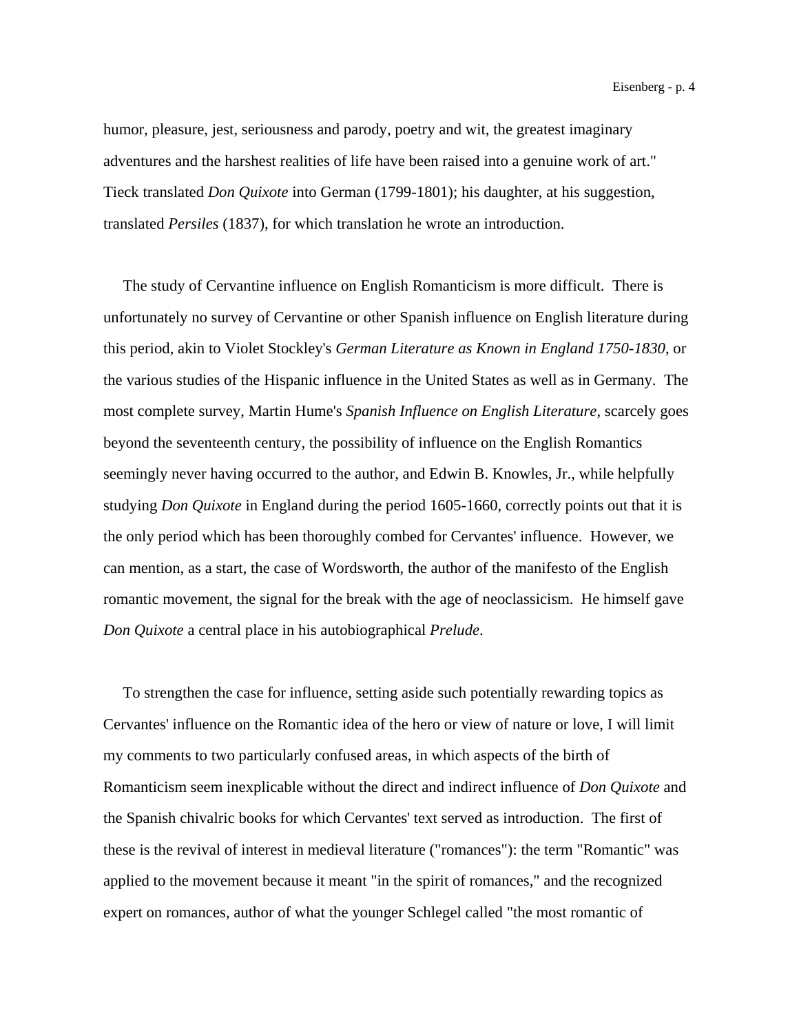humor, pleasure, jest, seriousness and parody, poetry and wit, the greatest imaginary adventures and the harshest realities of life have been raised into a genuine work of art." Tieck translated *Don Quixote* into German (1799-1801); his daughter, at his suggestion, translated *Persiles* (1837), for which translation he wrote an introduction.

The study of Cervantine influence on English Romanticism is more difficult. There is unfortunately no survey of Cervantine or other Spanish influence on English literature during this period, akin to Violet Stockley's *German Literature as Known in England 1750-1830*, or the various studies of the Hispanic influence in the United States as well as in Germany. The most complete survey, Martin Hume's *Spanish Influence on English Literature*, scarcely goes beyond the seventeenth century, the possibility of influence on the English Romantics seemingly never having occurred to the author, and Edwin B. Knowles, Jr., while helpfully studying *Don Quixote* in England during the period 1605-1660, correctly points out that it is the only period which has been thoroughly combed for Cervantes' influence. However, we can mention, as a start, the case of Wordsworth, the author of the manifesto of the English romantic movement, the signal for the break with the age of neoclassicism. He himself gave *Don Quixote* a central place in his autobiographical *Prelude*.

To strengthen the case for influence, setting aside such potentially rewarding topics as Cervantes' influence on the Romantic idea of the hero or view of nature or love, I will limit my comments to two particularly confused areas, in which aspects of the birth of Romanticism seem inexplicable without the direct and indirect influence of *Don Quixote* and the Spanish chivalric books for which Cervantes' text served as introduction. The first of these is the revival of interest in medieval literature ("romances"): the term "Romantic" was applied to the movement because it meant "in the spirit of romances," and the recognized expert on romances, author of what the younger Schlegel called "the most romantic of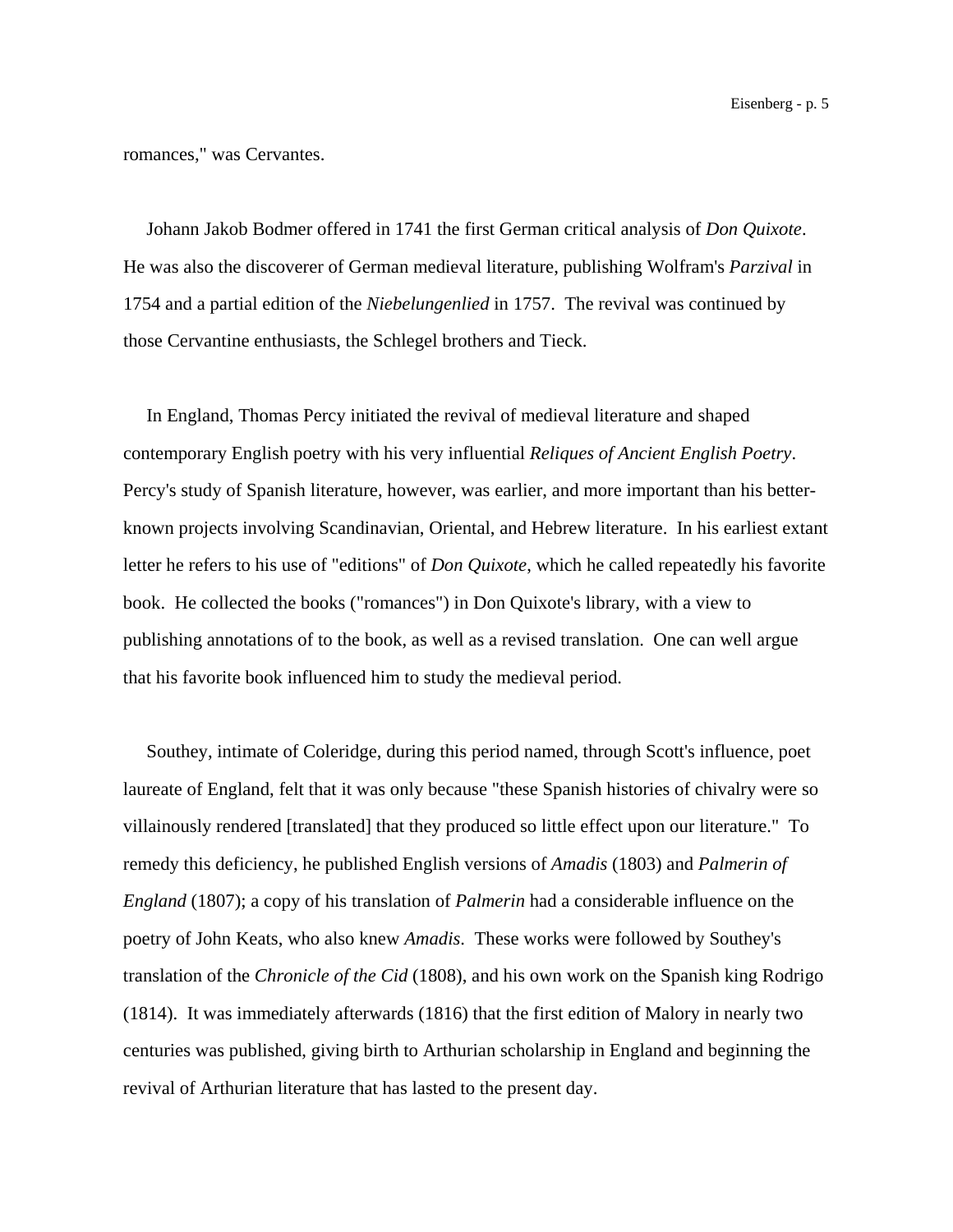romances," was Cervantes.

Johann Jakob Bodmer offered in 1741 the first German critical analysis of *Don Quixote*. He was also the discoverer of German medieval literature, publishing Wolfram's *Parzival* in 1754 and a partial edition of the *Niebelungenlied* in 1757. The revival was continued by those Cervantine enthusiasts, the Schlegel brothers and Tieck.

In England, Thomas Percy initiated the revival of medieval literature and shaped contemporary English poetry with his very influential *Reliques of Ancient English Poetry*. Percy's study of Spanish literature, however, was earlier, and more important than his better-known projects involving Scandinavian, Oriental, and Hebrew literature. In his earliest extant letter he refers to his use of "editions" of *Don Quixote*, which he called repeatedly his favorite book. He collected the books ("romances") in Don Quixote's library, with a view to publishing annotations of to the book, as well as a revised translation. One can well argue that his favorite book influenced him to study the medieval period.

Southey, intimate of Coleridge, during this period named, through Scott's influence, poet laureate of England, felt that it was only because "these Spanish histories of chivalry were so villainously rendered [translated] that they produced so little effect upon our literature." To remedy this deficiency, he published English versions of *Amadis* (1803) and *Palmerin of England* (1807); a copy of his translation of *Palmerin* had a considerable influence on the poetry of John Keats, who also knew *Amadis*. These works were followed by Southey's translation of the *Chronicle of the Cid* (1808), and his own work on the Spanish king Rodrigo (1814). It was immediately afterwards (1816) that the first edition of Malory in nearly two centuries was published, giving birth to Arthurian scholarship in England and beginning the revival of Arthurian literature that has lasted to the present day.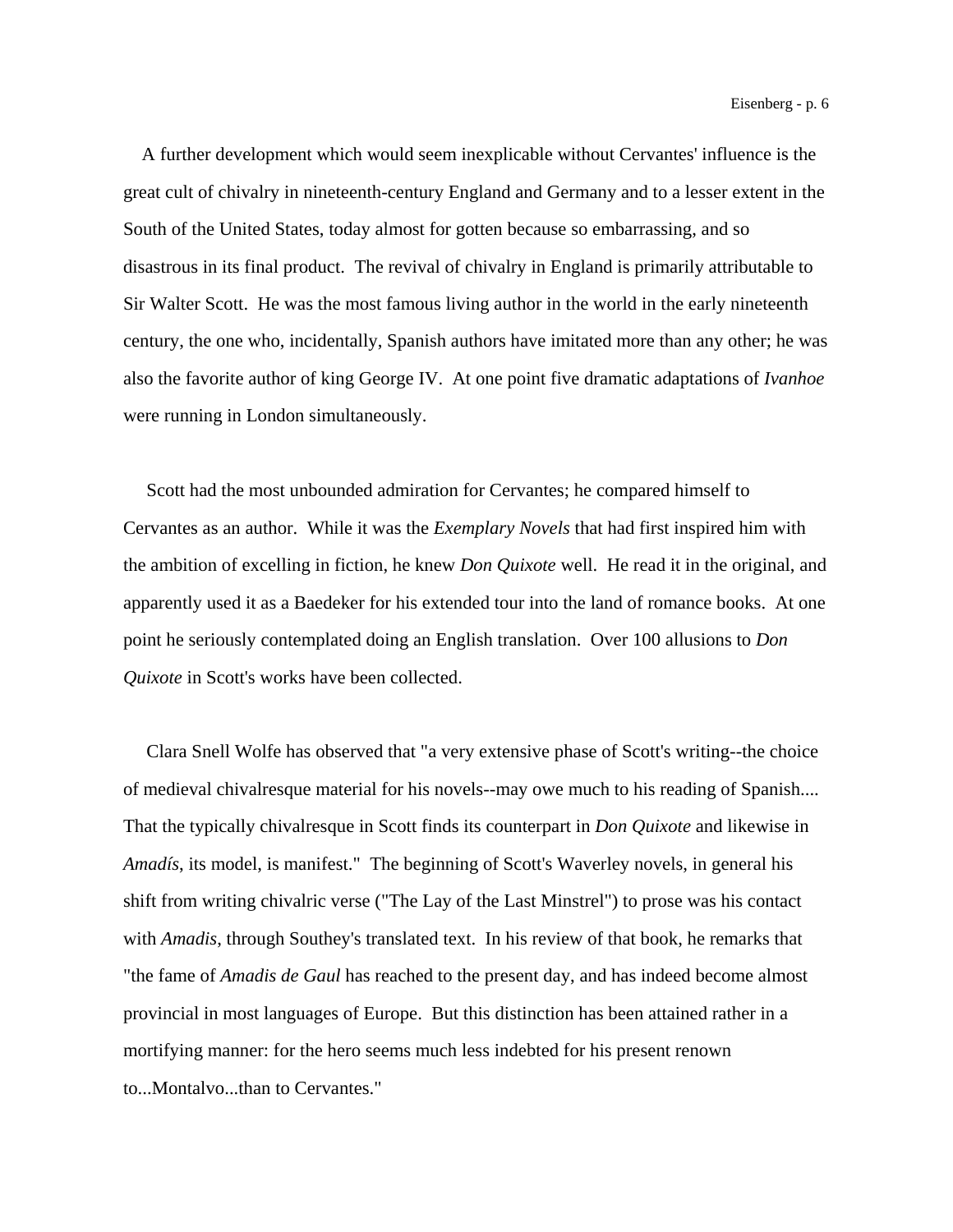A further development which would seem inexplicable without Cervantes' influence is the great cult of chivalry in nineteenth-century England and Germany and to a lesser extent in the South of the United States, today almost for gotten because so embarrassing, and so disastrous in its final product. The revival of chivalry in England is primarily attributable to Sir Walter Scott. He was the most famous living author in the world in the early nineteenth century, the one who, incidentally, Spanish authors have imitated more than any other; he was also the favorite author of king George IV. At one point five dramatic adaptations of *Ivanhoe* were running in London simultaneously.

Scott had the most unbounded admiration for Cervantes; he compared himself to Cervantes as an author. While it was the *Exemplary Novels* that had first inspired him with the ambition of excelling in fiction, he knew *Don Quixote* well. He read it in the original, and apparently used it as a Baedeker for his extended tour into the land of romance books. At one point he seriously contemplated doing an English translation. Over 100 allusions to *Don Quixote* in Scott's works have been collected.

Clara Snell Wolfe has observed that "a very extensive phase of Scott's writing--the choice of medieval chivalresque material for his novels--may owe much to his reading of Spanish.... That the typically chivalresque in Scott finds its counterpart in *Don Quixote* and likewise in *Amadís*, its model, is manifest." The beginning of Scott's Waverley novels, in general his shift from writing chivalric verse ("The Lay of the Last Minstrel") to prose was his contact with *Amadis*, through Southey's translated text. In his review of that book, he remarks that "the fame of *Amadis de Gaul* has reached to the present day, and has indeed become almost provincial in most languages of Europe. But this distinction has been attained rather in a mortifying manner: for the hero seems much less indebted for his present renown to...Montalvo...than to Cervantes."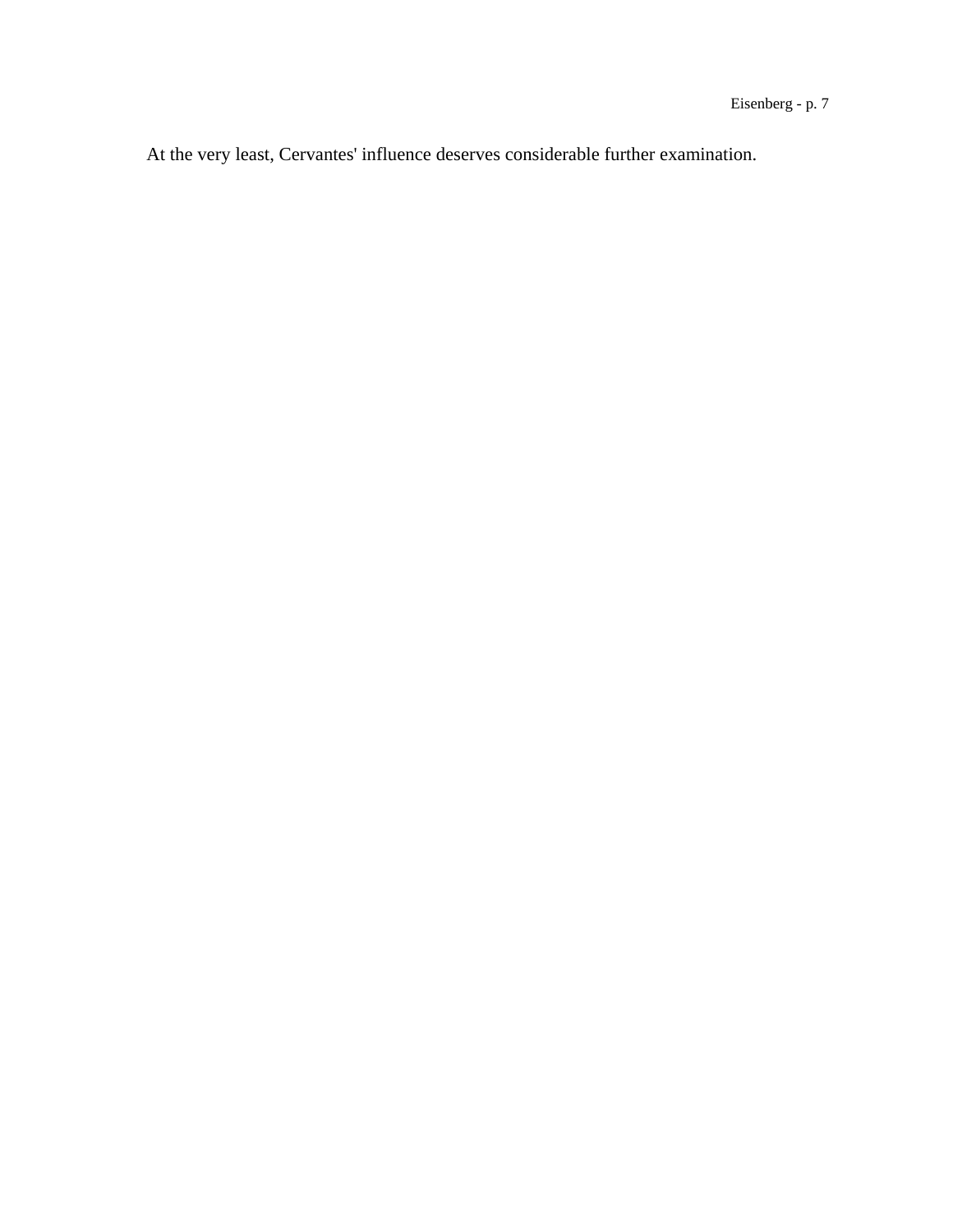At the very least, Cervantes' influence deserves considerable further examination.